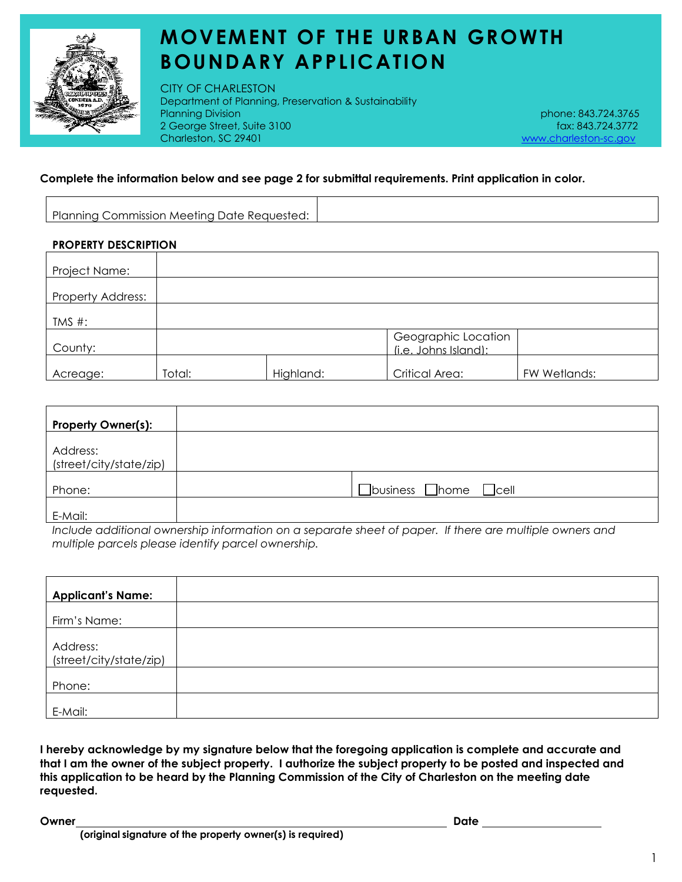# MOVEMENT OF THE URBAN GROWTH BOUNDARY APPLICATION

CITY OF CHARLESTON
Department of Planning, Preservation & Sustainability
Planning Division
2 George Street, Suite 3100
Charleston, SC 29401

phone: 843.724.3765
fax: 843.724.3772
www.charleston-sc.gov

**Complete the information below and see page 2 for submittal requirements. Print application in color.**

| Planning Commission Meeting Date Requested: | |
|---|---|

**PROPERTY DESCRIPTION**

| | | | | |
|---|---|---|---|---|
| Project Name: | | | | |
| Property Address: | | | | |
| TMS #: | | | | |
| County: | | | Geographic Location (i.e. Johns Island): | |
| Acreage: | Total: | Highland: | Critical Area: | FW Wetlands: |

| | | |
|---|---|---|
| **Property Owner(s):** | | |
| Address: (street/city/state/zip) | | |
| Phone: | | ☐business ☐home ☐cell |
| E-Mail: | | |

*Include additional ownership information on a separate sheet of paper. If there are multiple owners and multiple parcels please identify parcel ownership.*

| | |
|---|---|
| **Applicant's Name:** | |
| Firm's Name: | |
| Address: (street/city/state/zip) | |
| Phone: | |
| E-Mail: | |

**I hereby acknowledge by my signature below that the foregoing application is complete and accurate and that I am the owner of the subject property. I authorize the subject property to be posted and inspected and this application to be heard by the Planning Commission of the City of Charleston on the meeting date requested.**

**Owner** ______________________________ **Date** ______________

**(original signature of the property owner(s) is required)**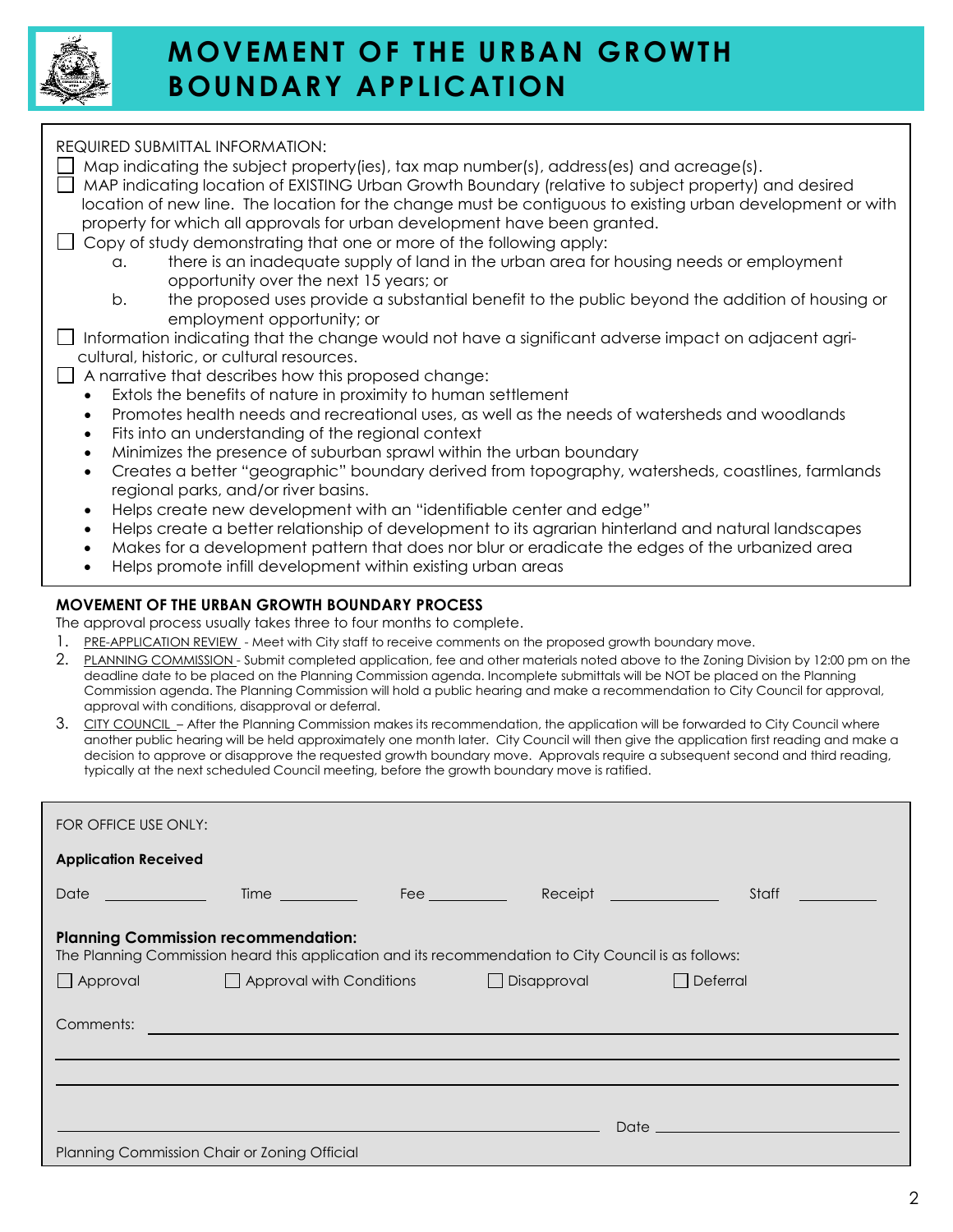# MOVEMENT OF THE URBAN GROWTH BOUNDARY APPLICATION

REQUIRED SUBMITTAL INFORMATION:

- ☐ Map indicating the subject property(ies), tax map number(s), address(es) and acreage(s).
- ☐ MAP indicating location of EXISTING Urban Growth Boundary (relative to subject property) and desired location of new line. The location for the change must be contiguous to existing urban development or with property for which all approvals for urban development have been granted.
- ☐ Copy of study demonstrating that one or more of the following apply:
  - a. there is an inadequate supply of land in the urban area for housing needs or employment opportunity over the next 15 years; or
  - b. the proposed uses provide a substantial benefit to the public beyond the addition of housing or employment opportunity; or
- ☐ Information indicating that the change would not have a significant adverse impact on adjacent agricultural, historic, or cultural resources.
- ☐ A narrative that describes how this proposed change:
  - Extols the benefits of nature in proximity to human settlement
  - Promotes health needs and recreational uses, as well as the needs of watersheds and woodlands
  - Fits into an understanding of the regional context
  - Minimizes the presence of suburban sprawl within the urban boundary
  - Creates a better "geographic" boundary derived from topography, watersheds, coastlines, farmlands regional parks, and/or river basins.
  - Helps create new development with an "identifiable center and edge"
  - Helps create a better relationship of development to its agrarian hinterland and natural landscapes
  - Makes for a development pattern that does nor blur or eradicate the edges of the urbanized area
  - Helps promote infill development within existing urban areas

**MOVEMENT OF THE URBAN GROWTH BOUNDARY PROCESS**

The approval process usually takes three to four months to complete.

1. PRE-APPLICATION REVIEW - Meet with City staff to receive comments on the proposed growth boundary move.
2. PLANNING COMMISSION - Submit completed application, fee and other materials noted above to the Zoning Division by 12:00 pm on the deadline date to be placed on the Planning Commission agenda. Incomplete submittals will be NOT be placed on the Planning Commission agenda. The Planning Commission will hold a public hearing and make a recommendation to City Council for approval, approval with conditions, disapproval or deferral.
3. CITY COUNCIL – After the Planning Commission makes its recommendation, the application will be forwarded to City Council where another public hearing will be held approximately one month later. City Council will then give the application first reading and make a decision to approve or disapprove the requested growth boundary move. Approvals require a subsequent second and third reading, typically at the next scheduled Council meeting, before the growth boundary move is ratified.

FOR OFFICE USE ONLY:

**Application Received**

Date \_\_\_\_\_\_\_\_ Time \_\_\_\_\_\_\_\_ Fee \_\_\_\_\_\_\_\_ Receipt \_\_\_\_\_\_\_\_ Staff \_\_\_\_\_\_\_\_

**Planning Commission recommendation:**

The Planning Commission heard this application and its recommendation to City Council is as follows:

☐ Approval ☐ Approval with Conditions ☐ Disapproval ☐ Deferral

Comments: \_\_\_\_\_\_\_\_\_\_\_\_\_\_\_\_\_\_\_\_\_\_\_\_\_\_\_\_\_\_\_\_\_\_\_\_\_\_\_\_

\_\_\_\_\_\_\_\_\_\_\_\_\_\_\_\_\_\_\_\_\_\_\_\_\_\_\_\_\_\_\_\_\_\_\_\_ Date \_\_\_\_\_\_\_\_\_\_\_\_

Planning Commission Chair or Zoning Official